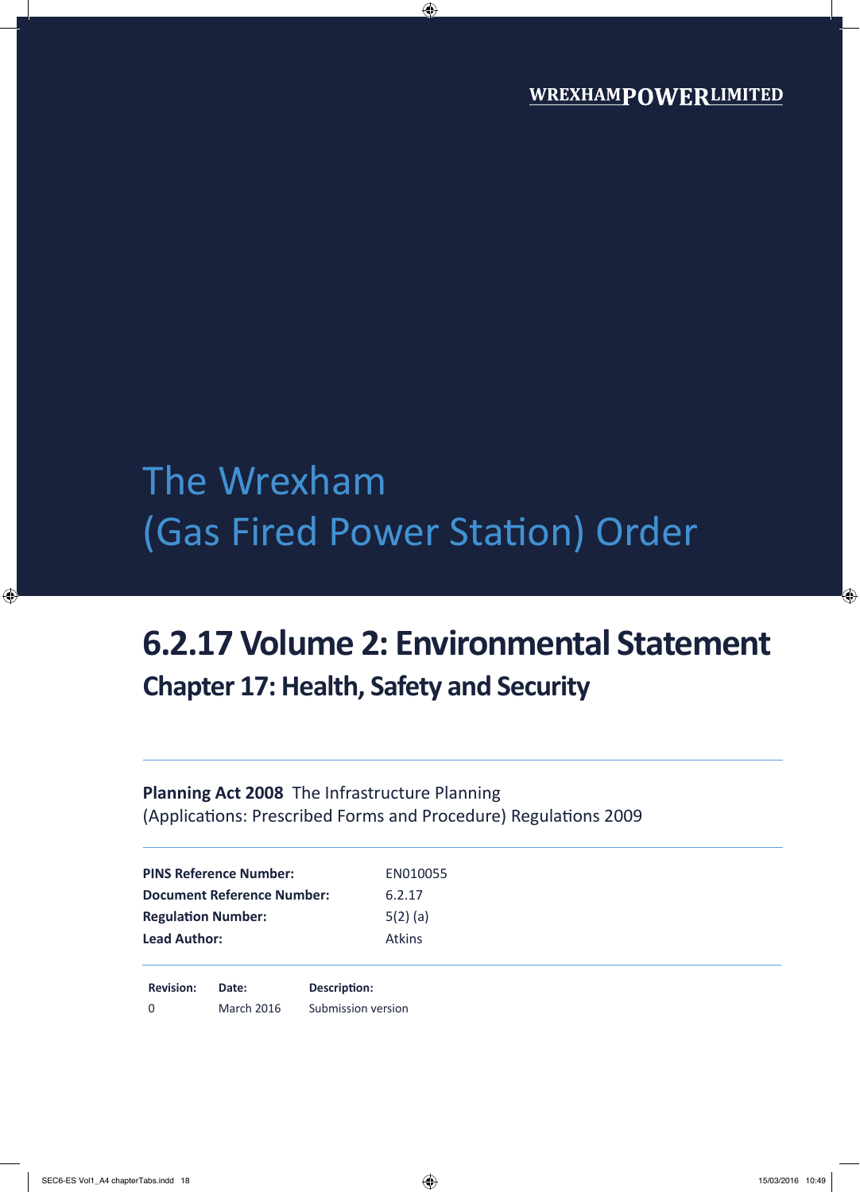WREXHAMPOWERLIMITED

# The Wrexham (Gas Fired Power Station) Order

## 6.2.17 Volume 2: Environmental Statement

### Chapter 17: Health, Safety and Security

**Planning Act 2008** The Infrastructure Planning (Applications: Prescribed Forms and Procedure) Regulations 2009

| | |
|---|---|
| **PINS Reference Number:** | EN010055 |
| **Document Reference Number:** | 6.2.17 |
| **Regulation Number:** | 5(2) (a) |
| **Lead Author:** | Atkins |

| Revision: | Date: | Description: |
|---|---|---|
| 0 | March 2016 | Submission version |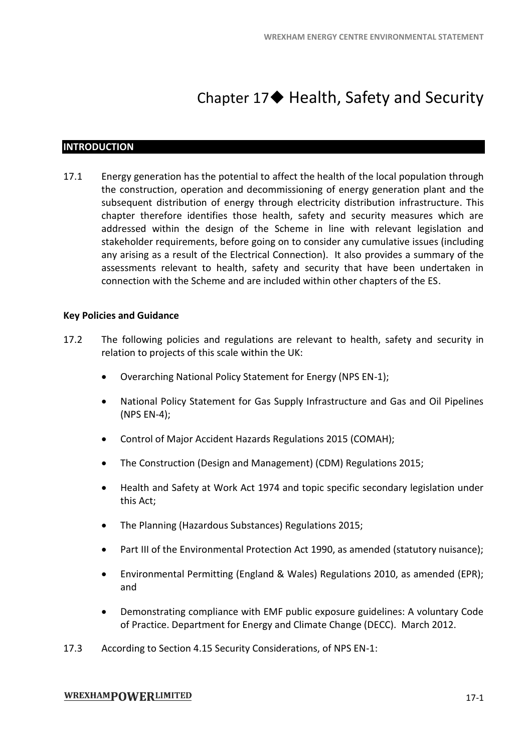# Chapter 17◆ Health, Safety and Security

## INTRODUCTION

17.1 Energy generation has the potential to affect the health of the local population through the construction, operation and decommissioning of energy generation plant and the subsequent distribution of energy through electricity distribution infrastructure. This chapter therefore identifies those health, safety and security measures which are addressed within the design of the Scheme in line with relevant legislation and stakeholder requirements, before going on to consider any cumulative issues (including any arising as a result of the Electrical Connection). It also provides a summary of the assessments relevant to health, safety and security that have been undertaken in connection with the Scheme and are included within other chapters of the ES.

### Key Policies and Guidance

17.2 The following policies and regulations are relevant to health, safety and security in relation to projects of this scale within the UK:

- Overarching National Policy Statement for Energy (NPS EN-1);
- National Policy Statement for Gas Supply Infrastructure and Gas and Oil Pipelines (NPS EN-4);
- Control of Major Accident Hazards Regulations 2015 (COMAH);
- The Construction (Design and Management) (CDM) Regulations 2015;
- Health and Safety at Work Act 1974 and topic specific secondary legislation under this Act;
- The Planning (Hazardous Substances) Regulations 2015;
- Part III of the Environmental Protection Act 1990, as amended (statutory nuisance);
- Environmental Permitting (England & Wales) Regulations 2010, as amended (EPR); and
- Demonstrating compliance with EMF public exposure guidelines: A voluntary Code of Practice. Department for Energy and Climate Change (DECC). March 2012.

17.3 According to Section 4.15 Security Considerations, of NPS EN-1: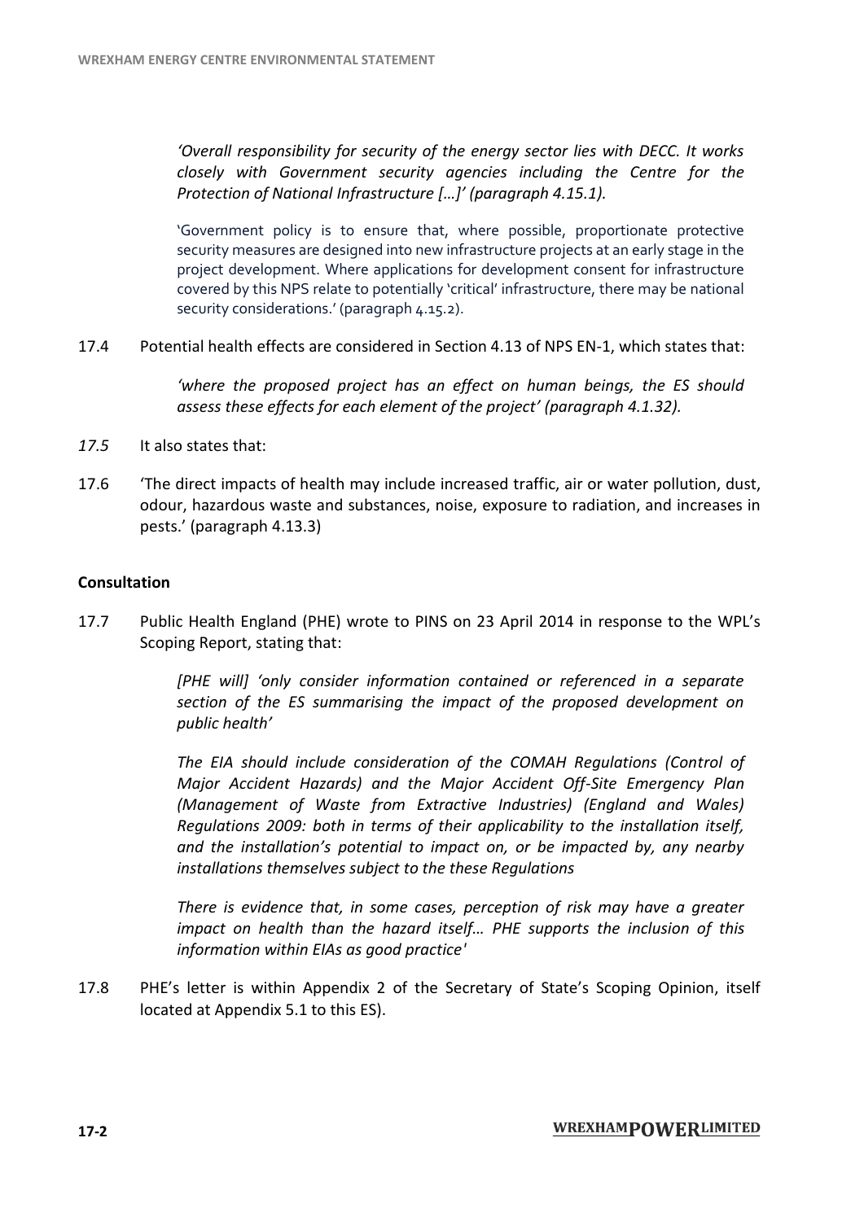*'Overall responsibility for security of the energy sector lies with DECC. It works closely with Government security agencies including the Centre for the Protection of National Infrastructure […]' (paragraph 4.15.1).*

'Government policy is to ensure that, where possible, proportionate protective security measures are designed into new infrastructure projects at an early stage in the project development. Where applications for development consent for infrastructure covered by this NPS relate to potentially 'critical' infrastructure, there may be national security considerations.' (paragraph 4.15.2).

17.4 Potential health effects are considered in Section 4.13 of NPS EN-1, which states that:

*'where the proposed project has an effect on human beings, the ES should assess these effects for each element of the project' (paragraph 4.1.32).*

*17.5* It also states that:

17.6 'The direct impacts of health may include increased traffic, air or water pollution, dust, odour, hazardous waste and substances, noise, exposure to radiation, and increases in pests.' (paragraph 4.13.3)

**Consultation**

17.7 Public Health England (PHE) wrote to PINS on 23 April 2014 in response to the WPL's Scoping Report, stating that:

*[PHE will] 'only consider information contained or referenced in a separate section of the ES summarising the impact of the proposed development on public health'*

*The EIA should include consideration of the COMAH Regulations (Control of Major Accident Hazards) and the Major Accident Off-Site Emergency Plan (Management of Waste from Extractive Industries) (England and Wales) Regulations 2009: both in terms of their applicability to the installation itself, and the installation's potential to impact on, or be impacted by, any nearby installations themselves subject to the these Regulations*

*There is evidence that, in some cases, perception of risk may have a greater impact on health than the hazard itself… PHE supports the inclusion of this information within EIAs as good practice'*

17.8 PHE's letter is within Appendix 2 of the Secretary of State's Scoping Opinion, itself located at Appendix 5.1 to this ES).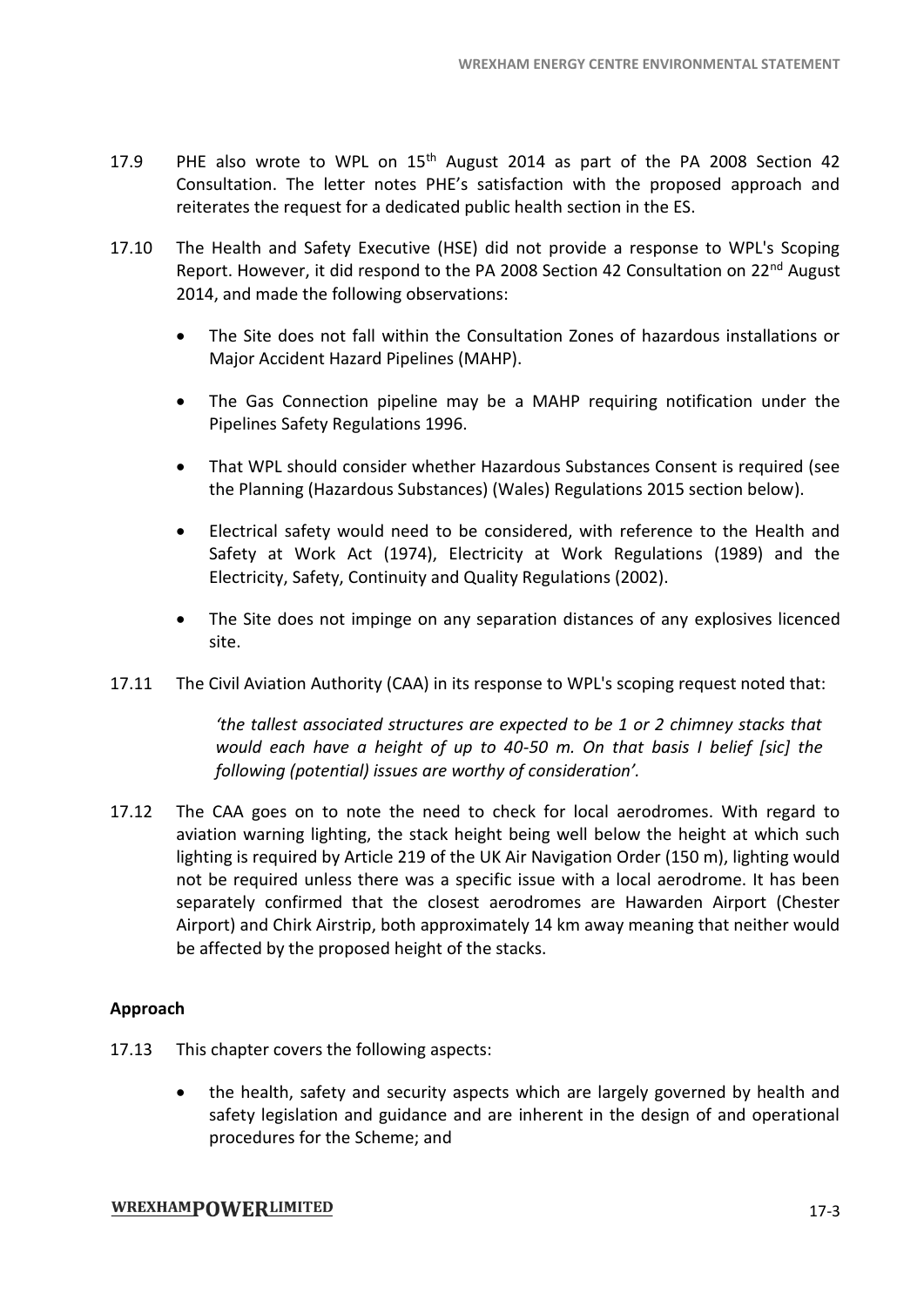17.9 PHE also wrote to WPL on 15th August 2014 as part of the PA 2008 Section 42 Consultation. The letter notes PHE's satisfaction with the proposed approach and reiterates the request for a dedicated public health section in the ES.

17.10 The Health and Safety Executive (HSE) did not provide a response to WPL's Scoping Report. However, it did respond to the PA 2008 Section 42 Consultation on 22nd August 2014, and made the following observations:

- The Site does not fall within the Consultation Zones of hazardous installations or Major Accident Hazard Pipelines (MAHP).
- The Gas Connection pipeline may be a MAHP requiring notification under the Pipelines Safety Regulations 1996.
- That WPL should consider whether Hazardous Substances Consent is required (see the Planning (Hazardous Substances) (Wales) Regulations 2015 section below).
- Electrical safety would need to be considered, with reference to the Health and Safety at Work Act (1974), Electricity at Work Regulations (1989) and the Electricity, Safety, Continuity and Quality Regulations (2002).
- The Site does not impinge on any separation distances of any explosives licenced site.

17.11 The Civil Aviation Authority (CAA) in its response to WPL's scoping request noted that:

> *'the tallest associated structures are expected to be 1 or 2 chimney stacks that would each have a height of up to 40-50 m. On that basis I belief [sic] the following (potential) issues are worthy of consideration'.*

17.12 The CAA goes on to note the need to check for local aerodromes. With regard to aviation warning lighting, the stack height being well below the height at which such lighting is required by Article 219 of the UK Air Navigation Order (150 m), lighting would not be required unless there was a specific issue with a local aerodrome. It has been separately confirmed that the closest aerodromes are Hawarden Airport (Chester Airport) and Chirk Airstrip, both approximately 14 km away meaning that neither would be affected by the proposed height of the stacks.

**Approach**

17.13 This chapter covers the following aspects:

- the health, safety and security aspects which are largely governed by health and safety legislation and guidance and are inherent in the design of and operational procedures for the Scheme; and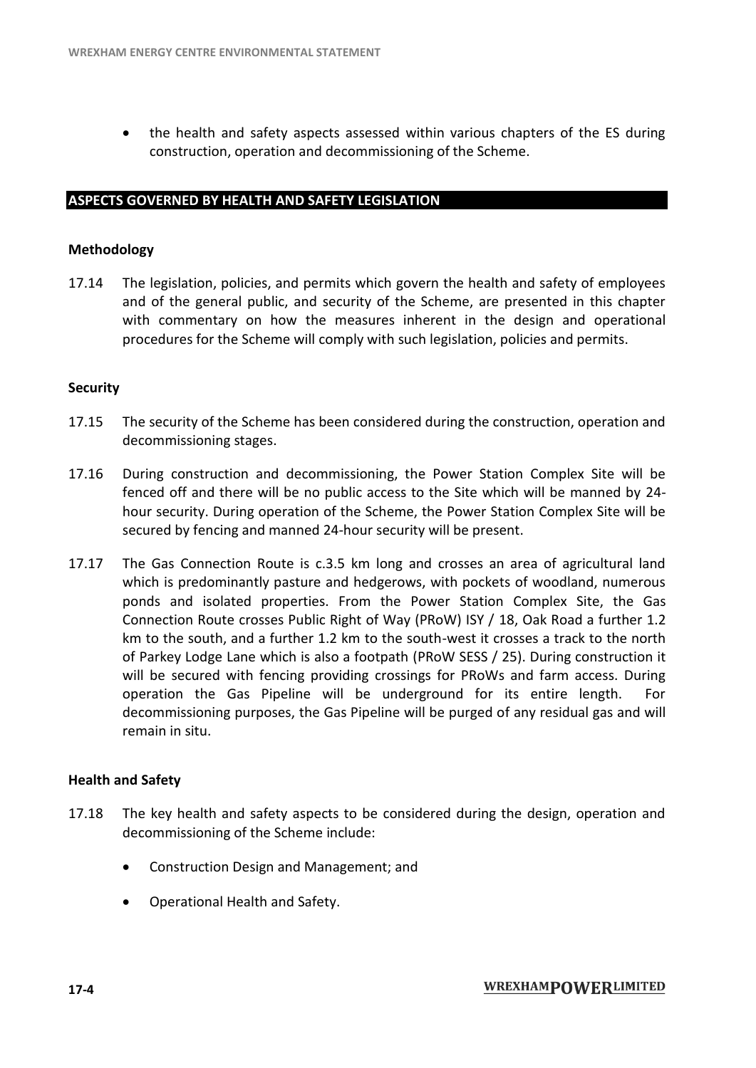- the health and safety aspects assessed within various chapters of the ES during construction, operation and decommissioning of the Scheme.

## ASPECTS GOVERNED BY HEALTH AND SAFETY LEGISLATION

### Methodology

17.14 The legislation, policies, and permits which govern the health and safety of employees and of the general public, and security of the Scheme, are presented in this chapter with commentary on how the measures inherent in the design and operational procedures for the Scheme will comply with such legislation, policies and permits.

### Security

17.15 The security of the Scheme has been considered during the construction, operation and decommissioning stages.

17.16 During construction and decommissioning, the Power Station Complex Site will be fenced off and there will be no public access to the Site which will be manned by 24-hour security. During operation of the Scheme, the Power Station Complex Site will be secured by fencing and manned 24-hour security will be present.

17.17 The Gas Connection Route is c.3.5 km long and crosses an area of agricultural land which is predominantly pasture and hedgerows, with pockets of woodland, numerous ponds and isolated properties. From the Power Station Complex Site, the Gas Connection Route crosses Public Right of Way (PRoW) ISY / 18, Oak Road a further 1.2 km to the south, and a further 1.2 km to the south-west it crosses a track to the north of Parkey Lodge Lane which is also a footpath (PRoW SESS / 25). During construction it will be secured with fencing providing crossings for PRoWs and farm access. During operation the Gas Pipeline will be underground for its entire length. For decommissioning purposes, the Gas Pipeline will be purged of any residual gas and will remain in situ.

### Health and Safety

17.18 The key health and safety aspects to be considered during the design, operation and decommissioning of the Scheme include:

- Construction Design and Management; and
- Operational Health and Safety.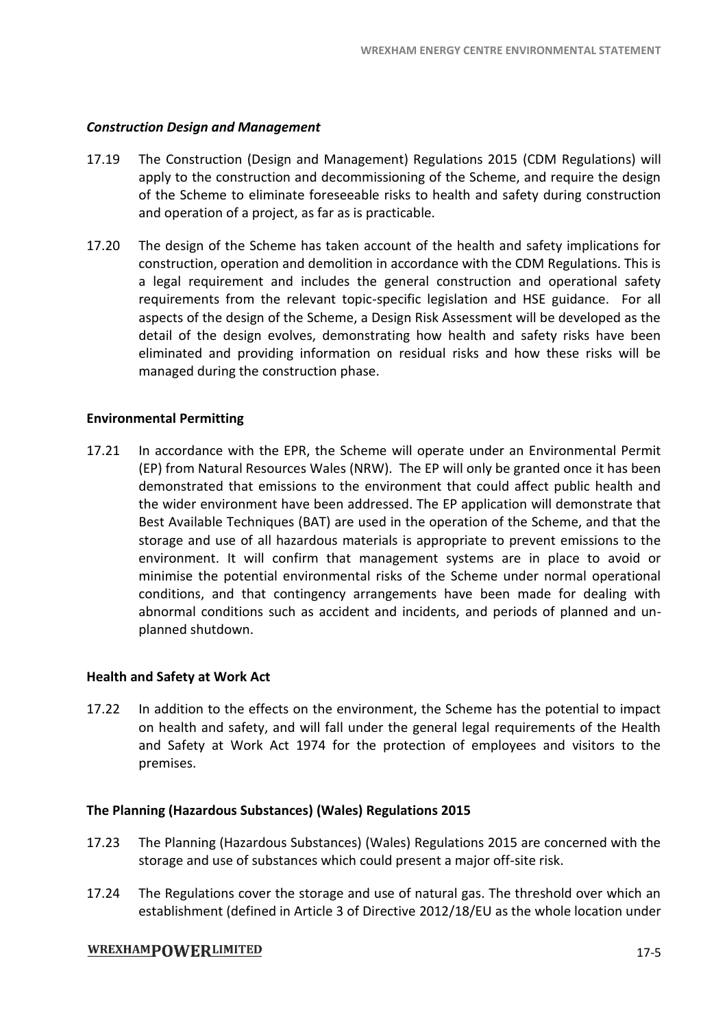### *Construction Design and Management*

17.19 The Construction (Design and Management) Regulations 2015 (CDM Regulations) will apply to the construction and decommissioning of the Scheme, and require the design of the Scheme to eliminate foreseeable risks to health and safety during construction and operation of a project, as far as is practicable.

17.20 The design of the Scheme has taken account of the health and safety implications for construction, operation and demolition in accordance with the CDM Regulations. This is a legal requirement and includes the general construction and operational safety requirements from the relevant topic-specific legislation and HSE guidance. For all aspects of the design of the Scheme, a Design Risk Assessment will be developed as the detail of the design evolves, demonstrating how health and safety risks have been eliminated and providing information on residual risks and how these risks will be managed during the construction phase.

### Environmental Permitting

17.21 In accordance with the EPR, the Scheme will operate under an Environmental Permit (EP) from Natural Resources Wales (NRW). The EP will only be granted once it has been demonstrated that emissions to the environment that could affect public health and the wider environment have been addressed. The EP application will demonstrate that Best Available Techniques (BAT) are used in the operation of the Scheme, and that the storage and use of all hazardous materials is appropriate to prevent emissions to the environment. It will confirm that management systems are in place to avoid or minimise the potential environmental risks of the Scheme under normal operational conditions, and that contingency arrangements have been made for dealing with abnormal conditions such as accident and incidents, and periods of planned and un-planned shutdown.

### Health and Safety at Work Act

17.22 In addition to the effects on the environment, the Scheme has the potential to impact on health and safety, and will fall under the general legal requirements of the Health and Safety at Work Act 1974 for the protection of employees and visitors to the premises.

### The Planning (Hazardous Substances) (Wales) Regulations 2015

17.23 The Planning (Hazardous Substances) (Wales) Regulations 2015 are concerned with the storage and use of substances which could present a major off-site risk.

17.24 The Regulations cover the storage and use of natural gas. The threshold over which an establishment (defined in Article 3 of Directive 2012/18/EU as the whole location under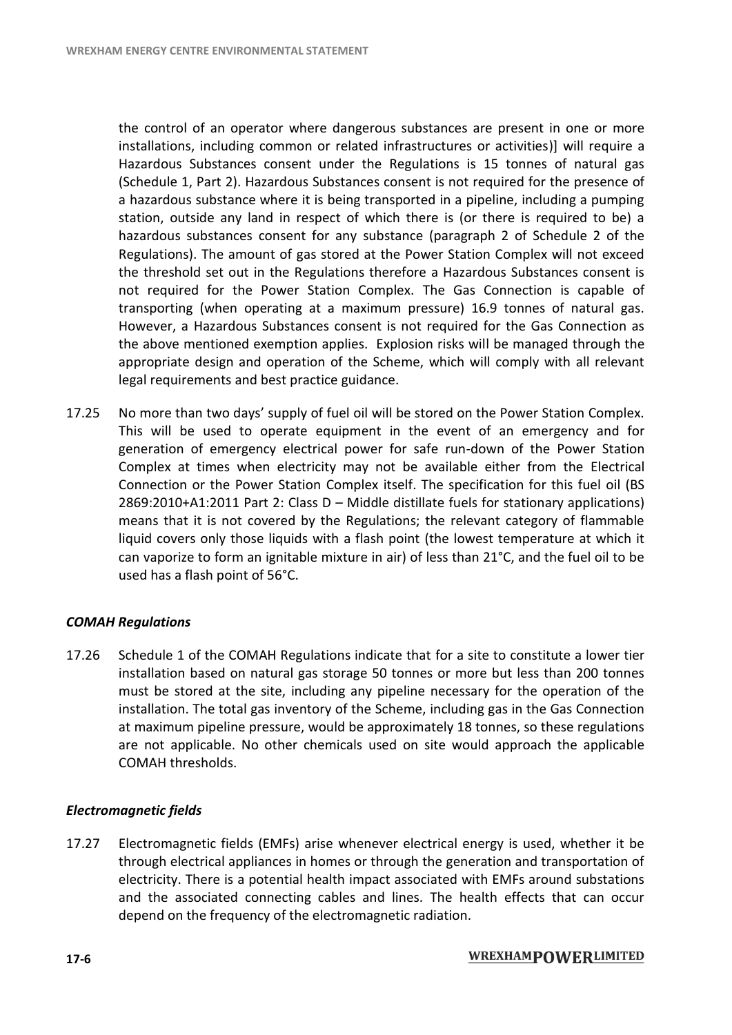the control of an operator where dangerous substances are present in one or more installations, including common or related infrastructures or activities)] will require a Hazardous Substances consent under the Regulations is 15 tonnes of natural gas (Schedule 1, Part 2). Hazardous Substances consent is not required for the presence of a hazardous substance where it is being transported in a pipeline, including a pumping station, outside any land in respect of which there is (or there is required to be) a hazardous substances consent for any substance (paragraph 2 of Schedule 2 of the Regulations). The amount of gas stored at the Power Station Complex will not exceed the threshold set out in the Regulations therefore a Hazardous Substances consent is not required for the Power Station Complex. The Gas Connection is capable of transporting (when operating at a maximum pressure) 16.9 tonnes of natural gas. However, a Hazardous Substances consent is not required for the Gas Connection as the above mentioned exemption applies. Explosion risks will be managed through the appropriate design and operation of the Scheme, which will comply with all relevant legal requirements and best practice guidance.

17.25 No more than two days' supply of fuel oil will be stored on the Power Station Complex. This will be used to operate equipment in the event of an emergency and for generation of emergency electrical power for safe run-down of the Power Station Complex at times when electricity may not be available either from the Electrical Connection or the Power Station Complex itself. The specification for this fuel oil (BS 2869:2010+A1:2011 Part 2: Class D – Middle distillate fuels for stationary applications) means that it is not covered by the Regulations; the relevant category of flammable liquid covers only those liquids with a flash point (the lowest temperature at which it can vaporize to form an ignitable mixture in air) of less than 21°C, and the fuel oil to be used has a flash point of 56°C.

### *COMAH Regulations*

17.26 Schedule 1 of the COMAH Regulations indicate that for a site to constitute a lower tier installation based on natural gas storage 50 tonnes or more but less than 200 tonnes must be stored at the site, including any pipeline necessary for the operation of the installation. The total gas inventory of the Scheme, including gas in the Gas Connection at maximum pipeline pressure, would be approximately 18 tonnes, so these regulations are not applicable. No other chemicals used on site would approach the applicable COMAH thresholds.

### *Electromagnetic fields*

17.27 Electromagnetic fields (EMFs) arise whenever electrical energy is used, whether it be through electrical appliances in homes or through the generation and transportation of electricity. There is a potential health impact associated with EMFs around substations and the associated connecting cables and lines. The health effects that can occur depend on the frequency of the electromagnetic radiation.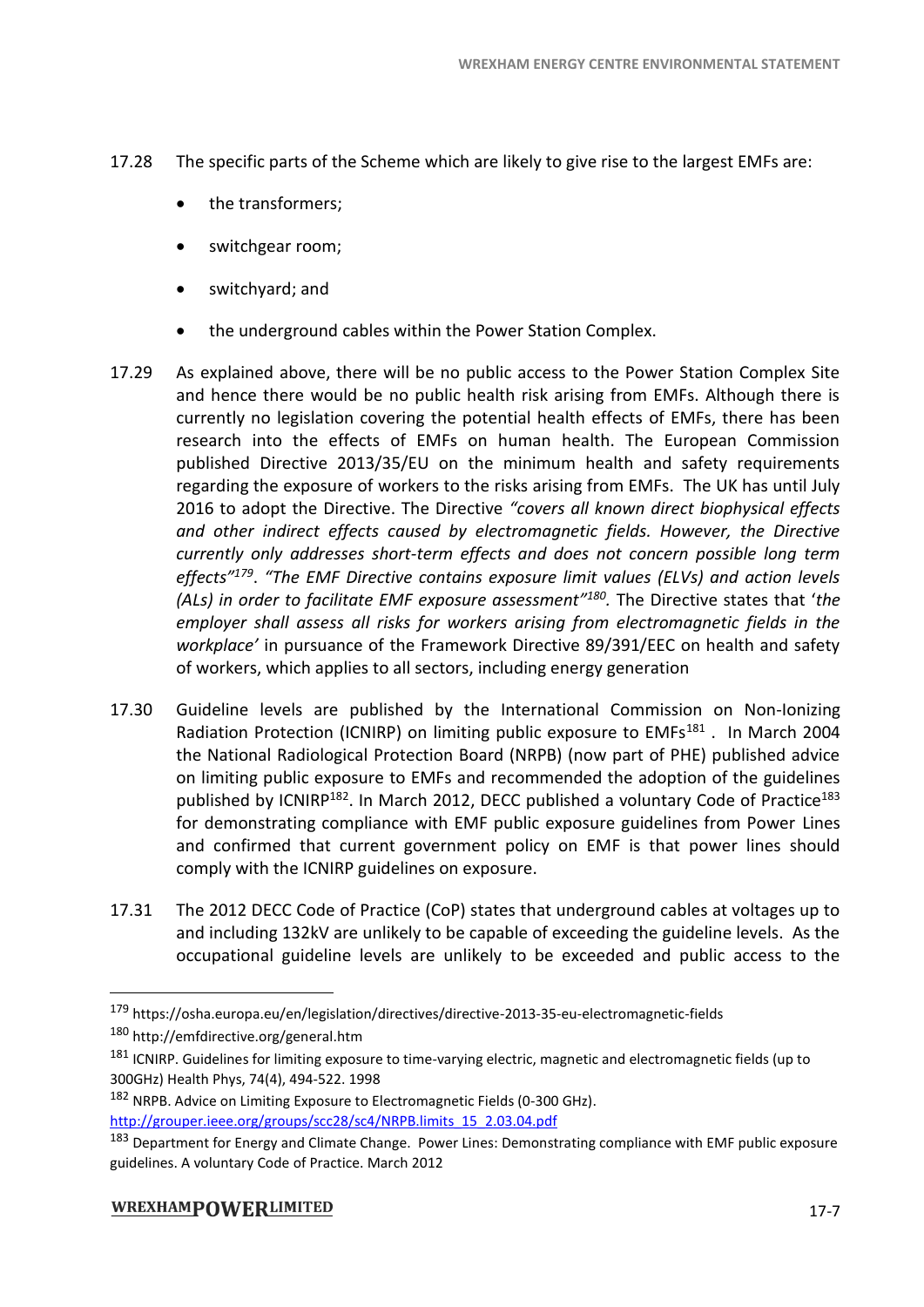17.28 The specific parts of the Scheme which are likely to give rise to the largest EMFs are:

- the transformers;
- switchgear room;
- switchyard; and
- the underground cables within the Power Station Complex.

17.29 As explained above, there will be no public access to the Power Station Complex Site and hence there would be no public health risk arising from EMFs. Although there is currently no legislation covering the potential health effects of EMFs, there has been research into the effects of EMFs on human health. The European Commission published Directive 2013/35/EU on the minimum health and safety requirements regarding the exposure of workers to the risks arising from EMFs. The UK has until July 2016 to adopt the Directive. The Directive *"covers all known direct biophysical effects and other indirect effects caused by electromagnetic fields. However, the Directive currently only addresses short-term effects and does not concern possible long term effects"*[179]. *"The EMF Directive contains exposure limit values (ELVs) and action levels (ALs) in order to facilitate EMF exposure assessment"*[180]. The Directive states that '*the employer shall assess all risks for workers arising from electromagnetic fields in the workplace'* in pursuance of the Framework Directive 89/391/EEC on health and safety of workers, which applies to all sectors, including energy generation

17.30 Guideline levels are published by the International Commission on Non-Ionizing Radiation Protection (ICNIRP) on limiting public exposure to EMFs[181]. In March 2004 the National Radiological Protection Board (NRPB) (now part of PHE) published advice on limiting public exposure to EMFs and recommended the adoption of the guidelines published by ICNIRP[182]. In March 2012, DECC published a voluntary Code of Practice[183] for demonstrating compliance with EMF public exposure guidelines from Power Lines and confirmed that current government policy on EMF is that power lines should comply with the ICNIRP guidelines on exposure.

17.31 The 2012 DECC Code of Practice (CoP) states that underground cables at voltages up to and including 132kV are unlikely to be capable of exceeding the guideline levels. As the occupational guideline levels are unlikely to be exceeded and public access to the

---

[179] https://osha.europa.eu/en/legislation/directives/directive-2013-35-eu-electromagnetic-fields

[180] http://emfdirective.org/general.htm

[181] ICNIRP. Guidelines for limiting exposure to time-varying electric, magnetic and electromagnetic fields (up to 300GHz) Health Phys, 74(4), 494-522. 1998

[182] NRPB. Advice on Limiting Exposure to Electromagnetic Fields (0-300 GHz). http://grouper.ieee.org/groups/scc28/sc4/NRPB.limits_15_2.03.04.pdf

[183] Department for Energy and Climate Change. Power Lines: Demonstrating compliance with EMF public exposure guidelines. A voluntary Code of Practice. March 2012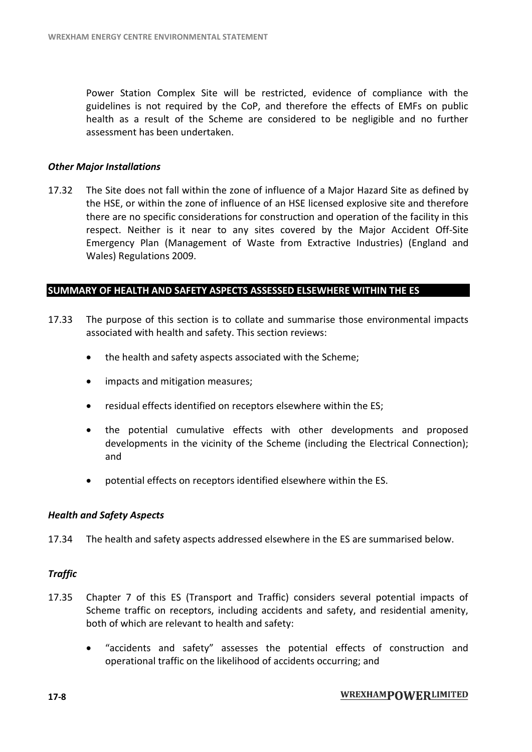Power Station Complex Site will be restricted, evidence of compliance with the guidelines is not required by the CoP, and therefore the effects of EMFs on public health as a result of the Scheme are considered to be negligible and no further assessment has been undertaken.

### *Other Major Installations*

17.32 The Site does not fall within the zone of influence of a Major Hazard Site as defined by the HSE, or within the zone of influence of an HSE licensed explosive site and therefore there are no specific considerations for construction and operation of the facility in this respect. Neither is it near to any sites covered by the Major Accident Off-Site Emergency Plan (Management of Waste from Extractive Industries) (England and Wales) Regulations 2009.

## SUMMARY OF HEALTH AND SAFETY ASPECTS ASSESSED ELSEWHERE WITHIN THE ES

17.33 The purpose of this section is to collate and summarise those environmental impacts associated with health and safety. This section reviews:

- the health and safety aspects associated with the Scheme;
- impacts and mitigation measures;
- residual effects identified on receptors elsewhere within the ES;
- the potential cumulative effects with other developments and proposed developments in the vicinity of the Scheme (including the Electrical Connection); and
- potential effects on receptors identified elsewhere within the ES.

### *Health and Safety Aspects*

17.34 The health and safety aspects addressed elsewhere in the ES are summarised below.

### *Traffic*

17.35 Chapter 7 of this ES (Transport and Traffic) considers several potential impacts of Scheme traffic on receptors, including accidents and safety, and residential amenity, both of which are relevant to health and safety:

- "accidents and safety" assesses the potential effects of construction and operational traffic on the likelihood of accidents occurring; and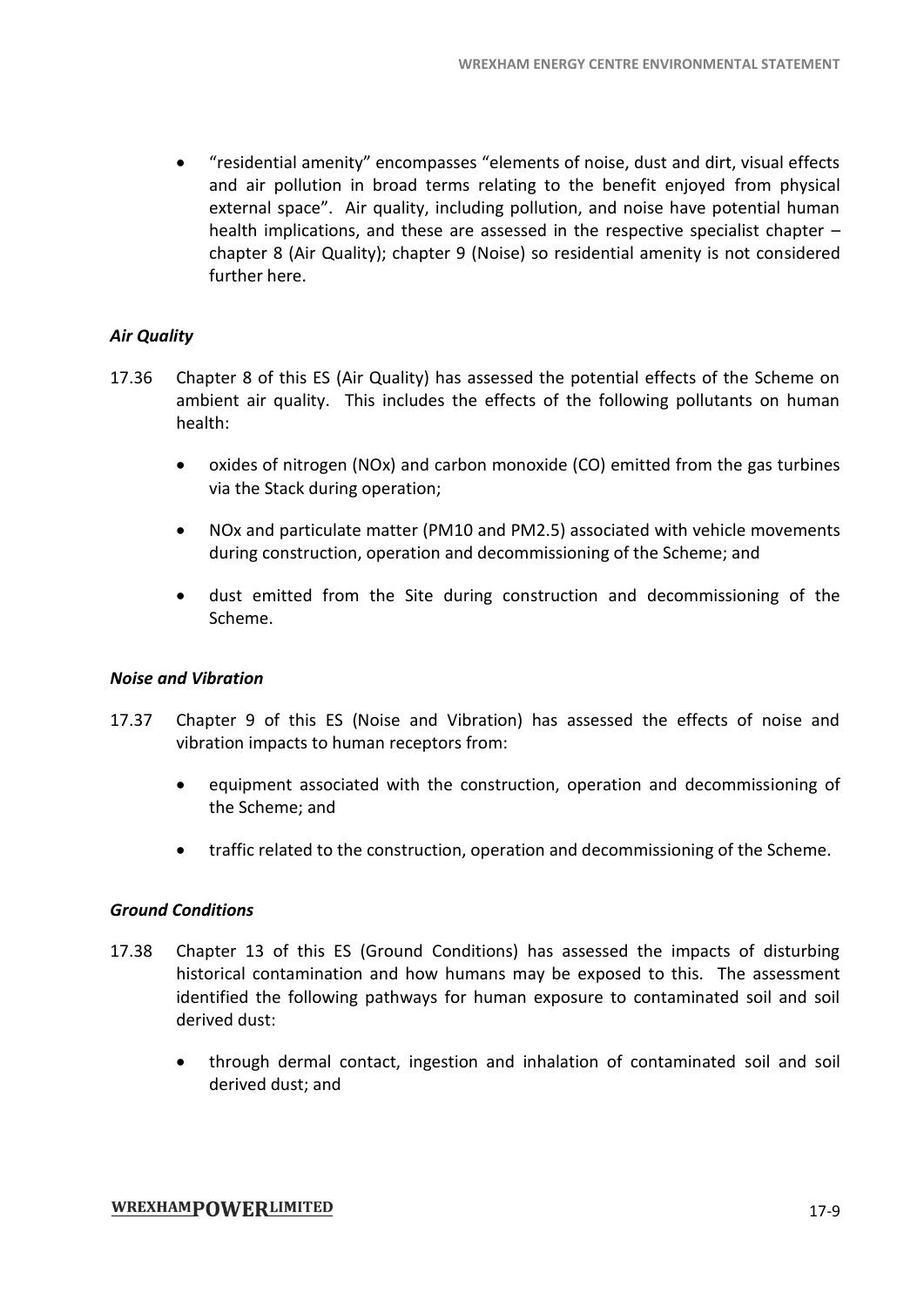- "residential amenity" encompasses "elements of noise, dust and dirt, visual effects and air pollution in broad terms relating to the benefit enjoyed from physical external space". Air quality, including pollution, and noise have potential human health implications, and these are assessed in the respective specialist chapter – chapter 8 (Air Quality); chapter 9 (Noise) so residential amenity is not considered further here.

### *Air Quality*

17.36 Chapter 8 of this ES (Air Quality) has assessed the potential effects of the Scheme on ambient air quality. This includes the effects of the following pollutants on human health:

- oxides of nitrogen (NOx) and carbon monoxide (CO) emitted from the gas turbines via the Stack during operation;
- NOx and particulate matter (PM10 and PM2.5) associated with vehicle movements during construction, operation and decommissioning of the Scheme; and
- dust emitted from the Site during construction and decommissioning of the Scheme.

### *Noise and Vibration*

17.37 Chapter 9 of this ES (Noise and Vibration) has assessed the effects of noise and vibration impacts to human receptors from:

- equipment associated with the construction, operation and decommissioning of the Scheme; and
- traffic related to the construction, operation and decommissioning of the Scheme.

### *Ground Conditions*

17.38 Chapter 13 of this ES (Ground Conditions) has assessed the impacts of disturbing historical contamination and how humans may be exposed to this. The assessment identified the following pathways for human exposure to contaminated soil and soil derived dust:

- through dermal contact, ingestion and inhalation of contaminated soil and soil derived dust; and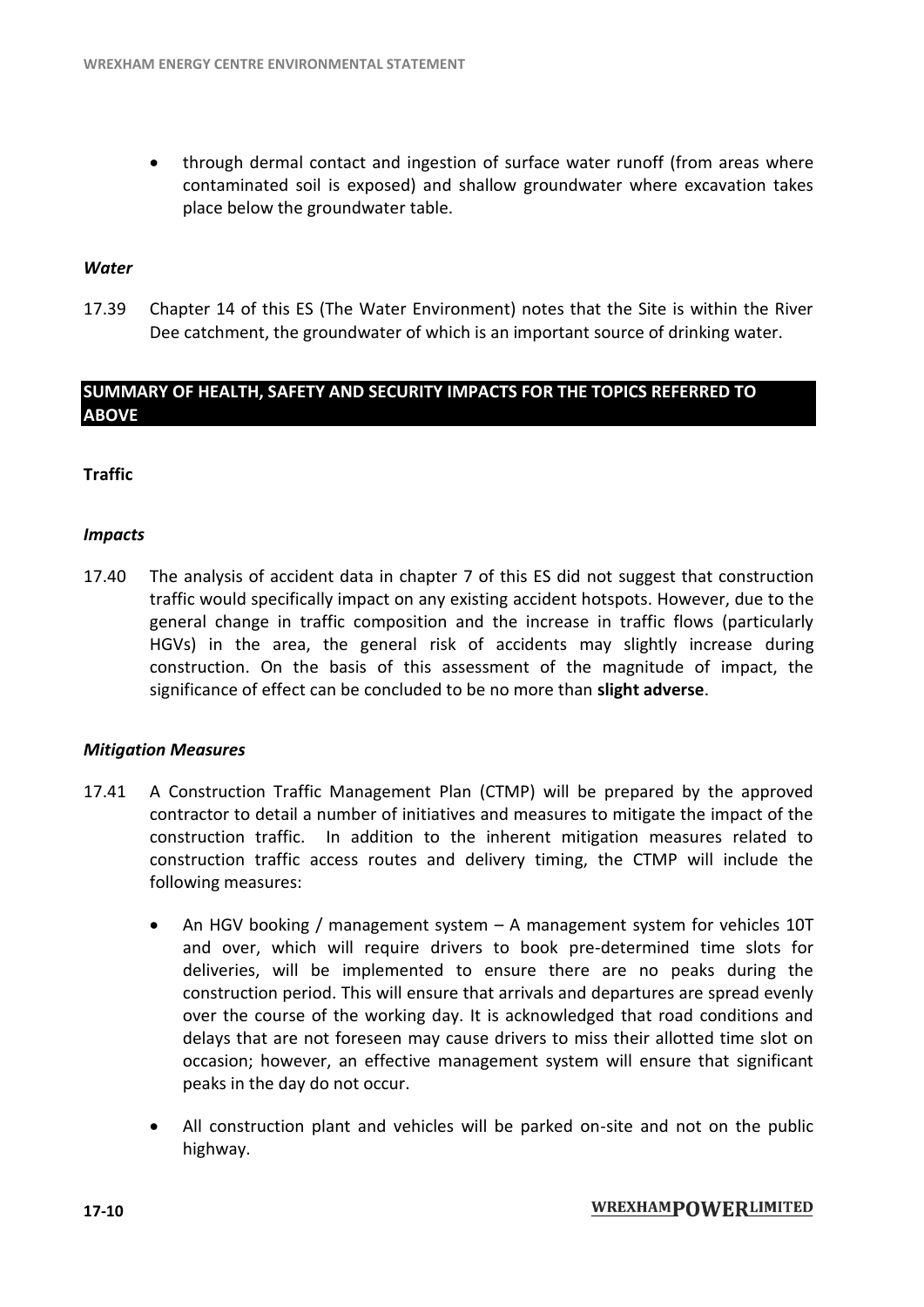- through dermal contact and ingestion of surface water runoff (from areas where contaminated soil is exposed) and shallow groundwater where excavation takes place below the groundwater table.

### *Water*

17.39 Chapter 14 of this ES (The Water Environment) notes that the Site is within the River Dee catchment, the groundwater of which is an important source of drinking water.

## SUMMARY OF HEALTH, SAFETY AND SECURITY IMPACTS FOR THE TOPICS REFERRED TO ABOVE

### Traffic

#### *Impacts*

17.40 The analysis of accident data in chapter 7 of this ES did not suggest that construction traffic would specifically impact on any existing accident hotspots. However, due to the general change in traffic composition and the increase in traffic flows (particularly HGVs) in the area, the general risk of accidents may slightly increase during construction. On the basis of this assessment of the magnitude of impact, the significance of effect can be concluded to be no more than **slight adverse**.

#### *Mitigation Measures*

17.41 A Construction Traffic Management Plan (CTMP) will be prepared by the approved contractor to detail a number of initiatives and measures to mitigate the impact of the construction traffic. In addition to the inherent mitigation measures related to construction traffic access routes and delivery timing, the CTMP will include the following measures:

- An HGV booking / management system – A management system for vehicles 10T and over, which will require drivers to book pre-determined time slots for deliveries, will be implemented to ensure there are no peaks during the construction period. This will ensure that arrivals and departures are spread evenly over the course of the working day. It is acknowledged that road conditions and delays that are not foreseen may cause drivers to miss their allotted time slot on occasion; however, an effective management system will ensure that significant peaks in the day do not occur.
- All construction plant and vehicles will be parked on-site and not on the public highway.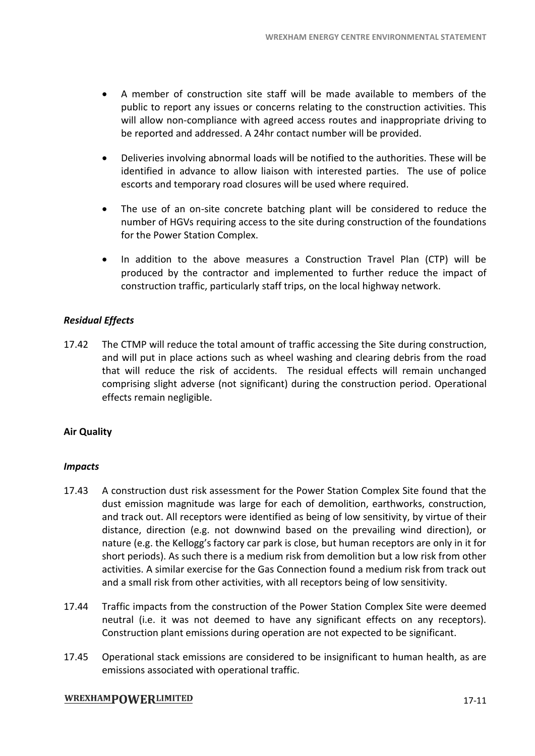- A member of construction site staff will be made available to members of the public to report any issues or concerns relating to the construction activities. This will allow non-compliance with agreed access routes and inappropriate driving to be reported and addressed. A 24hr contact number will be provided.

- Deliveries involving abnormal loads will be notified to the authorities. These will be identified in advance to allow liaison with interested parties. The use of police escorts and temporary road closures will be used where required.

- The use of an on-site concrete batching plant will be considered to reduce the number of HGVs requiring access to the site during construction of the foundations for the Power Station Complex.

- In addition to the above measures a Construction Travel Plan (CTP) will be produced by the contractor and implemented to further reduce the impact of construction traffic, particularly staff trips, on the local highway network.

### *Residual Effects*

17.42 The CTMP will reduce the total amount of traffic accessing the Site during construction, and will put in place actions such as wheel washing and clearing debris from the road that will reduce the risk of accidents. The residual effects will remain unchanged comprising slight adverse (not significant) during the construction period. Operational effects remain negligible.

## Air Quality

### *Impacts*

17.43 A construction dust risk assessment for the Power Station Complex Site found that the dust emission magnitude was large for each of demolition, earthworks, construction, and track out. All receptors were identified as being of low sensitivity, by virtue of their distance, direction (e.g. not downwind based on the prevailing wind direction), or nature (e.g. the Kellogg's factory car park is close, but human receptors are only in it for short periods). As such there is a medium risk from demolition but a low risk from other activities. A similar exercise for the Gas Connection found a medium risk from track out and a small risk from other activities, with all receptors being of low sensitivity.

17.44 Traffic impacts from the construction of the Power Station Complex Site were deemed neutral (i.e. it was not deemed to have any significant effects on any receptors). Construction plant emissions during operation are not expected to be significant.

17.45 Operational stack emissions are considered to be insignificant to human health, as are emissions associated with operational traffic.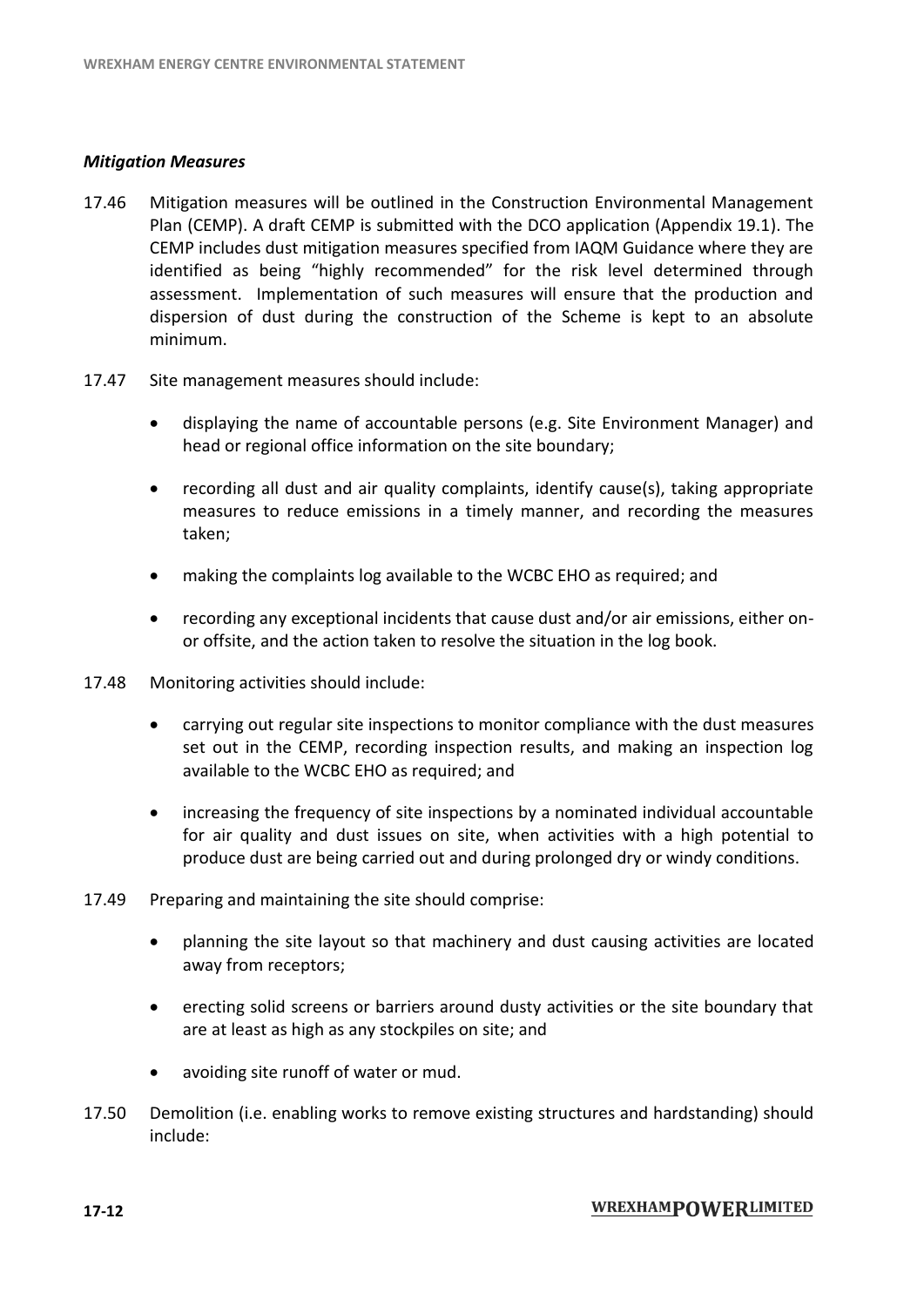***Mitigation Measures***

17.46 Mitigation measures will be outlined in the Construction Environmental Management Plan (CEMP). A draft CEMP is submitted with the DCO application (Appendix 19.1). The CEMP includes dust mitigation measures specified from IAQM Guidance where they are identified as being "highly recommended" for the risk level determined through assessment. Implementation of such measures will ensure that the production and dispersion of dust during the construction of the Scheme is kept to an absolute minimum.

17.47 Site management measures should include:

- displaying the name of accountable persons (e.g. Site Environment Manager) and head or regional office information on the site boundary;
- recording all dust and air quality complaints, identify cause(s), taking appropriate measures to reduce emissions in a timely manner, and recording the measures taken;
- making the complaints log available to the WCBC EHO as required; and
- recording any exceptional incidents that cause dust and/or air emissions, either on- or offsite, and the action taken to resolve the situation in the log book.

17.48 Monitoring activities should include:

- carrying out regular site inspections to monitor compliance with the dust measures set out in the CEMP, recording inspection results, and making an inspection log available to the WCBC EHO as required; and
- increasing the frequency of site inspections by a nominated individual accountable for air quality and dust issues on site, when activities with a high potential to produce dust are being carried out and during prolonged dry or windy conditions.

17.49 Preparing and maintaining the site should comprise:

- planning the site layout so that machinery and dust causing activities are located away from receptors;
- erecting solid screens or barriers around dusty activities or the site boundary that are at least as high as any stockpiles on site; and
- avoiding site runoff of water or mud.

17.50 Demolition (i.e. enabling works to remove existing structures and hardstanding) should include: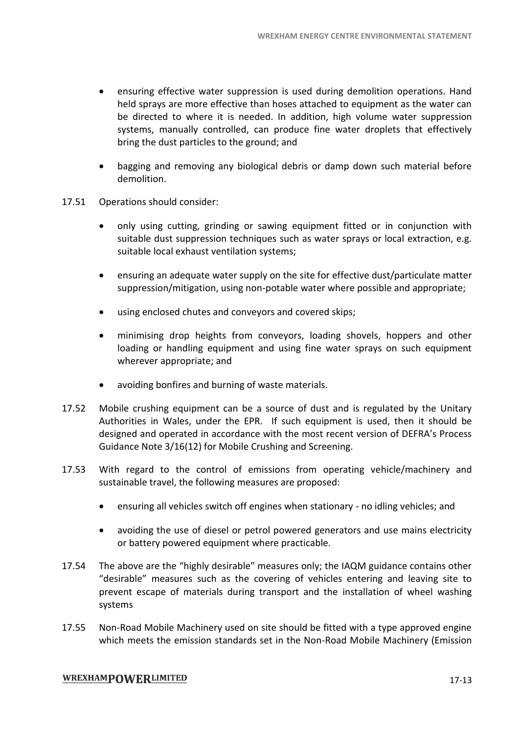- ensuring effective water suppression is used during demolition operations. Hand held sprays are more effective than hoses attached to equipment as the water can be directed to where it is needed. In addition, high volume water suppression systems, manually controlled, can produce fine water droplets that effectively bring the dust particles to the ground; and
- bagging and removing any biological debris or damp down such material before demolition.

17.51 Operations should consider:

- only using cutting, grinding or sawing equipment fitted or in conjunction with suitable dust suppression techniques such as water sprays or local extraction, e.g. suitable local exhaust ventilation systems;
- ensuring an adequate water supply on the site for effective dust/particulate matter suppression/mitigation, using non-potable water where possible and appropriate;
- using enclosed chutes and conveyors and covered skips;
- minimising drop heights from conveyors, loading shovels, hoppers and other loading or handling equipment and using fine water sprays on such equipment wherever appropriate; and
- avoiding bonfires and burning of waste materials.

17.52 Mobile crushing equipment can be a source of dust and is regulated by the Unitary Authorities in Wales, under the EPR. If such equipment is used, then it should be designed and operated in accordance with the most recent version of DEFRA's Process Guidance Note 3/16(12) for Mobile Crushing and Screening.

17.53 With regard to the control of emissions from operating vehicle/machinery and sustainable travel, the following measures are proposed:

- ensuring all vehicles switch off engines when stationary - no idling vehicles; and
- avoiding the use of diesel or petrol powered generators and use mains electricity or battery powered equipment where practicable.

17.54 The above are the "highly desirable" measures only; the IAQM guidance contains other "desirable" measures such as the covering of vehicles entering and leaving site to prevent escape of materials during transport and the installation of wheel washing systems

17.55 Non-Road Mobile Machinery used on site should be fitted with a type approved engine which meets the emission standards set in the Non-Road Mobile Machinery (Emission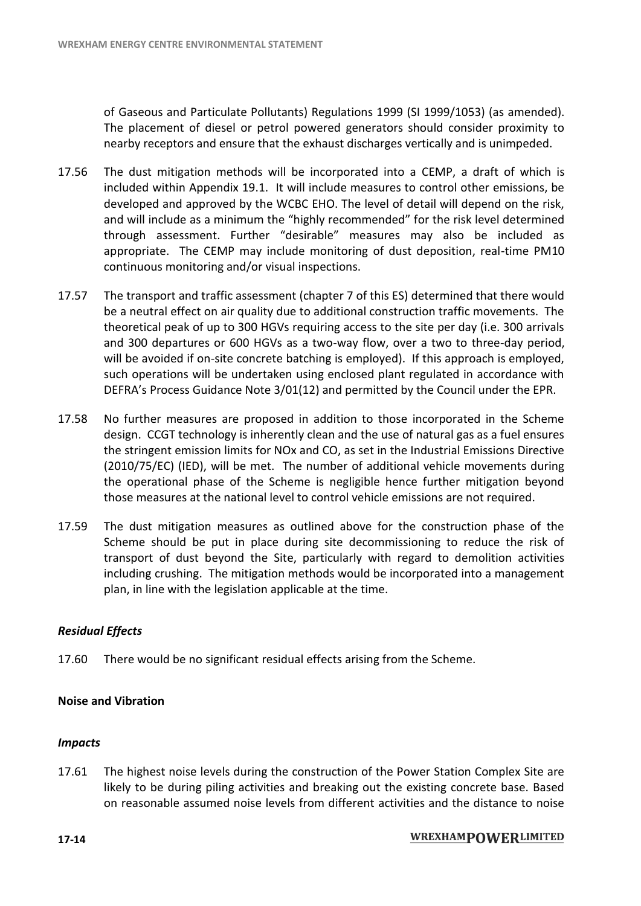of Gaseous and Particulate Pollutants) Regulations 1999 (SI 1999/1053) (as amended). The placement of diesel or petrol powered generators should consider proximity to nearby receptors and ensure that the exhaust discharges vertically and is unimpeded.

17.56 The dust mitigation methods will be incorporated into a CEMP, a draft of which is included within Appendix 19.1. It will include measures to control other emissions, be developed and approved by the WCBC EHO. The level of detail will depend on the risk, and will include as a minimum the "highly recommended" for the risk level determined through assessment. Further "desirable" measures may also be included as appropriate. The CEMP may include monitoring of dust deposition, real-time PM10 continuous monitoring and/or visual inspections.

17.57 The transport and traffic assessment (chapter 7 of this ES) determined that there would be a neutral effect on air quality due to additional construction traffic movements. The theoretical peak of up to 300 HGVs requiring access to the site per day (i.e. 300 arrivals and 300 departures or 600 HGVs as a two-way flow, over a two to three-day period, will be avoided if on-site concrete batching is employed). If this approach is employed, such operations will be undertaken using enclosed plant regulated in accordance with DEFRA's Process Guidance Note 3/01(12) and permitted by the Council under the EPR.

17.58 No further measures are proposed in addition to those incorporated in the Scheme design. CCGT technology is inherently clean and the use of natural gas as a fuel ensures the stringent emission limits for NOx and CO, as set in the Industrial Emissions Directive (2010/75/EC) (IED), will be met. The number of additional vehicle movements during the operational phase of the Scheme is negligible hence further mitigation beyond those measures at the national level to control vehicle emissions are not required.

17.59 The dust mitigation measures as outlined above for the construction phase of the Scheme should be put in place during site decommissioning to reduce the risk of transport of dust beyond the Site, particularly with regard to demolition activities including crushing. The mitigation methods would be incorporated into a management plan, in line with the legislation applicable at the time.

### *Residual Effects*

17.60 There would be no significant residual effects arising from the Scheme.

## **Noise and Vibration**

### *Impacts*

17.61 The highest noise levels during the construction of the Power Station Complex Site are likely to be during piling activities and breaking out the existing concrete base. Based on reasonable assumed noise levels from different activities and the distance to noise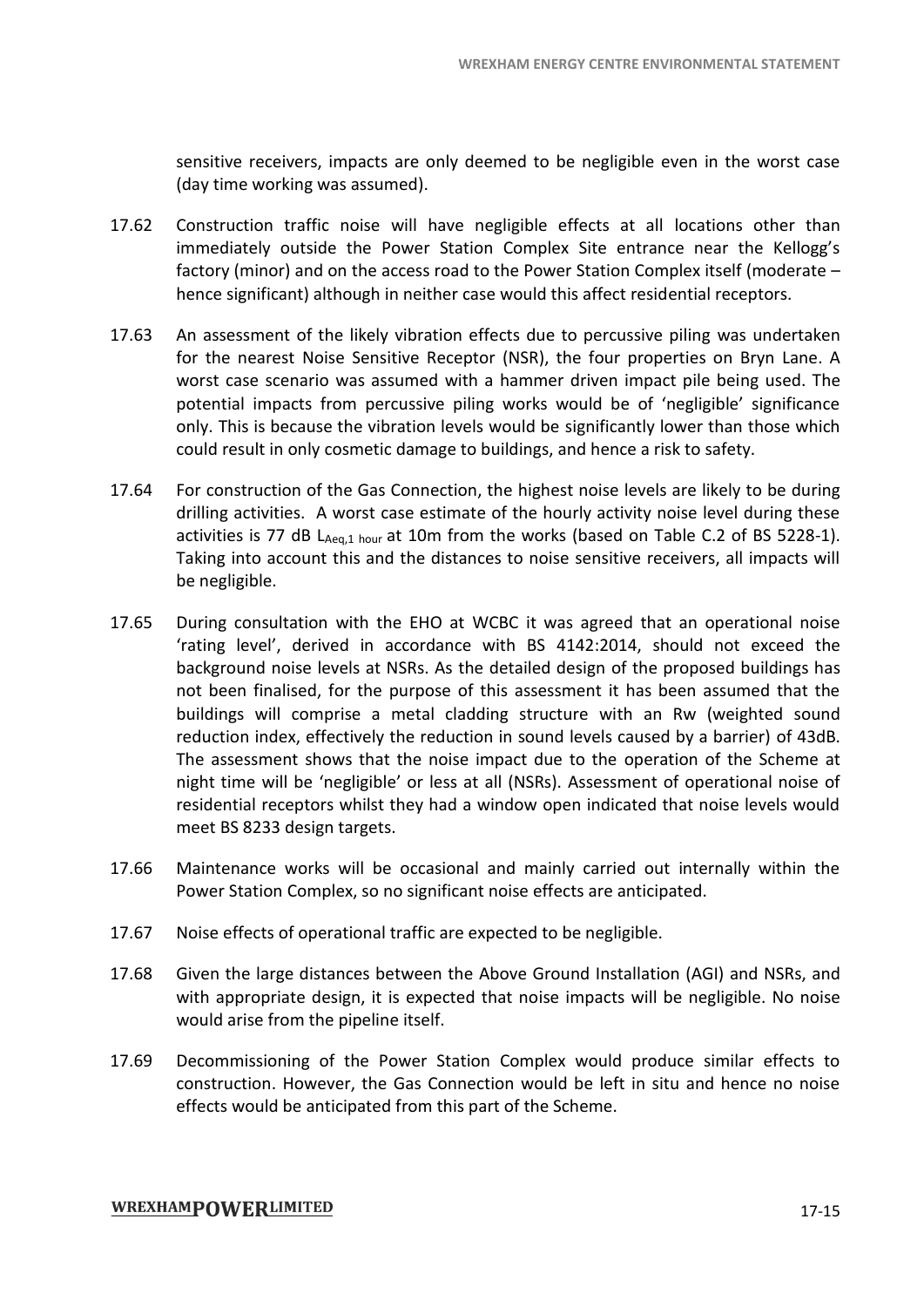sensitive receivers, impacts are only deemed to be negligible even in the worst case (day time working was assumed).

17.62 Construction traffic noise will have negligible effects at all locations other than immediately outside the Power Station Complex Site entrance near the Kellogg's factory (minor) and on the access road to the Power Station Complex itself (moderate – hence significant) although in neither case would this affect residential receptors.

17.63 An assessment of the likely vibration effects due to percussive piling was undertaken for the nearest Noise Sensitive Receptor (NSR), the four properties on Bryn Lane. A worst case scenario was assumed with a hammer driven impact pile being used. The potential impacts from percussive piling works would be of 'negligible' significance only. This is because the vibration levels would be significantly lower than those which could result in only cosmetic damage to buildings, and hence a risk to safety.

17.64 For construction of the Gas Connection, the highest noise levels are likely to be during drilling activities. A worst case estimate of the hourly activity noise level during these activities is 77 dB $L_{Aeq,1\ hour}$ at 10m from the works (based on Table C.2 of BS 5228-1). Taking into account this and the distances to noise sensitive receivers, all impacts will be negligible.

17.65 During consultation with the EHO at WCBC it was agreed that an operational noise 'rating level', derived in accordance with BS 4142:2014, should not exceed the background noise levels at NSRs. As the detailed design of the proposed buildings has not been finalised, for the purpose of this assessment it has been assumed that the buildings will comprise a metal cladding structure with an Rw (weighted sound reduction index, effectively the reduction in sound levels caused by a barrier) of 43dB. The assessment shows that the noise impact due to the operation of the Scheme at night time will be 'negligible' or less at all (NSRs). Assessment of operational noise of residential receptors whilst they had a window open indicated that noise levels would meet BS 8233 design targets.

17.66 Maintenance works will be occasional and mainly carried out internally within the Power Station Complex, so no significant noise effects are anticipated.

17.67 Noise effects of operational traffic are expected to be negligible.

17.68 Given the large distances between the Above Ground Installation (AGI) and NSRs, and with appropriate design, it is expected that noise impacts will be negligible. No noise would arise from the pipeline itself.

17.69 Decommissioning of the Power Station Complex would produce similar effects to construction. However, the Gas Connection would be left in situ and hence no noise effects would be anticipated from this part of the Scheme.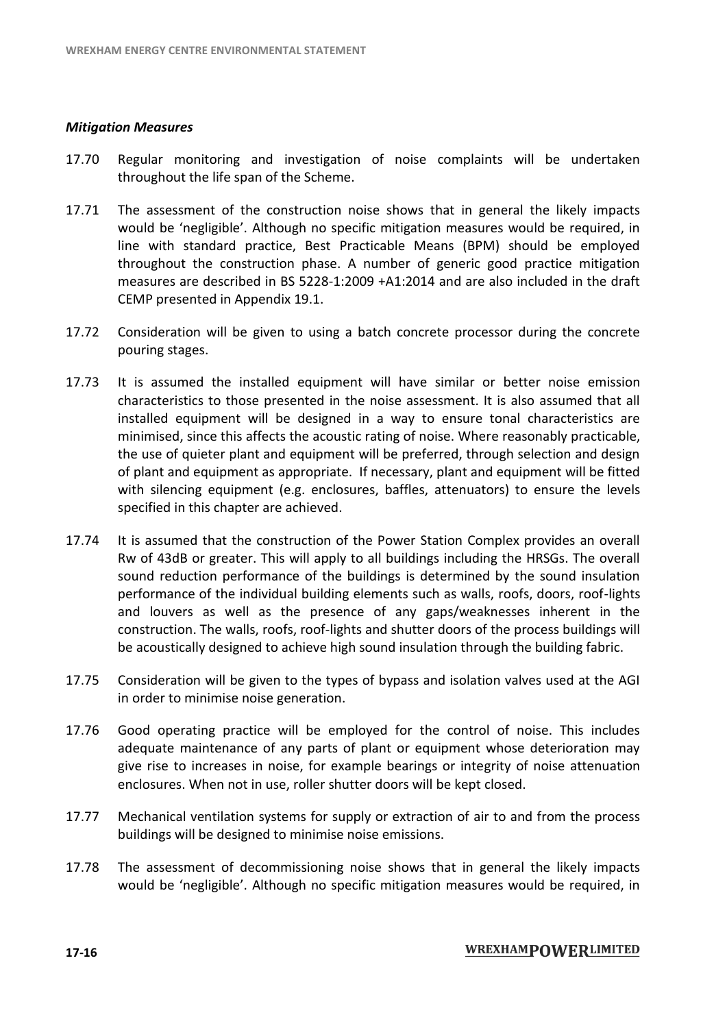### *Mitigation Measures*

17.70 Regular monitoring and investigation of noise complaints will be undertaken throughout the life span of the Scheme.

17.71 The assessment of the construction noise shows that in general the likely impacts would be 'negligible'. Although no specific mitigation measures would be required, in line with standard practice, Best Practicable Means (BPM) should be employed throughout the construction phase. A number of generic good practice mitigation measures are described in BS 5228-1:2009 +A1:2014 and are also included in the draft CEMP presented in Appendix 19.1.

17.72 Consideration will be given to using a batch concrete processor during the concrete pouring stages.

17.73 It is assumed the installed equipment will have similar or better noise emission characteristics to those presented in the noise assessment. It is also assumed that all installed equipment will be designed in a way to ensure tonal characteristics are minimised, since this affects the acoustic rating of noise. Where reasonably practicable, the use of quieter plant and equipment will be preferred, through selection and design of plant and equipment as appropriate. If necessary, plant and equipment will be fitted with silencing equipment (e.g. enclosures, baffles, attenuators) to ensure the levels specified in this chapter are achieved.

17.74 It is assumed that the construction of the Power Station Complex provides an overall Rw of 43dB or greater. This will apply to all buildings including the HRSGs. The overall sound reduction performance of the buildings is determined by the sound insulation performance of the individual building elements such as walls, roofs, doors, roof-lights and louvers as well as the presence of any gaps/weaknesses inherent in the construction. The walls, roofs, roof-lights and shutter doors of the process buildings will be acoustically designed to achieve high sound insulation through the building fabric.

17.75 Consideration will be given to the types of bypass and isolation valves used at the AGI in order to minimise noise generation.

17.76 Good operating practice will be employed for the control of noise. This includes adequate maintenance of any parts of plant or equipment whose deterioration may give rise to increases in noise, for example bearings or integrity of noise attenuation enclosures. When not in use, roller shutter doors will be kept closed.

17.77 Mechanical ventilation systems for supply or extraction of air to and from the process buildings will be designed to minimise noise emissions.

17.78 The assessment of decommissioning noise shows that in general the likely impacts would be 'negligible'. Although no specific mitigation measures would be required, in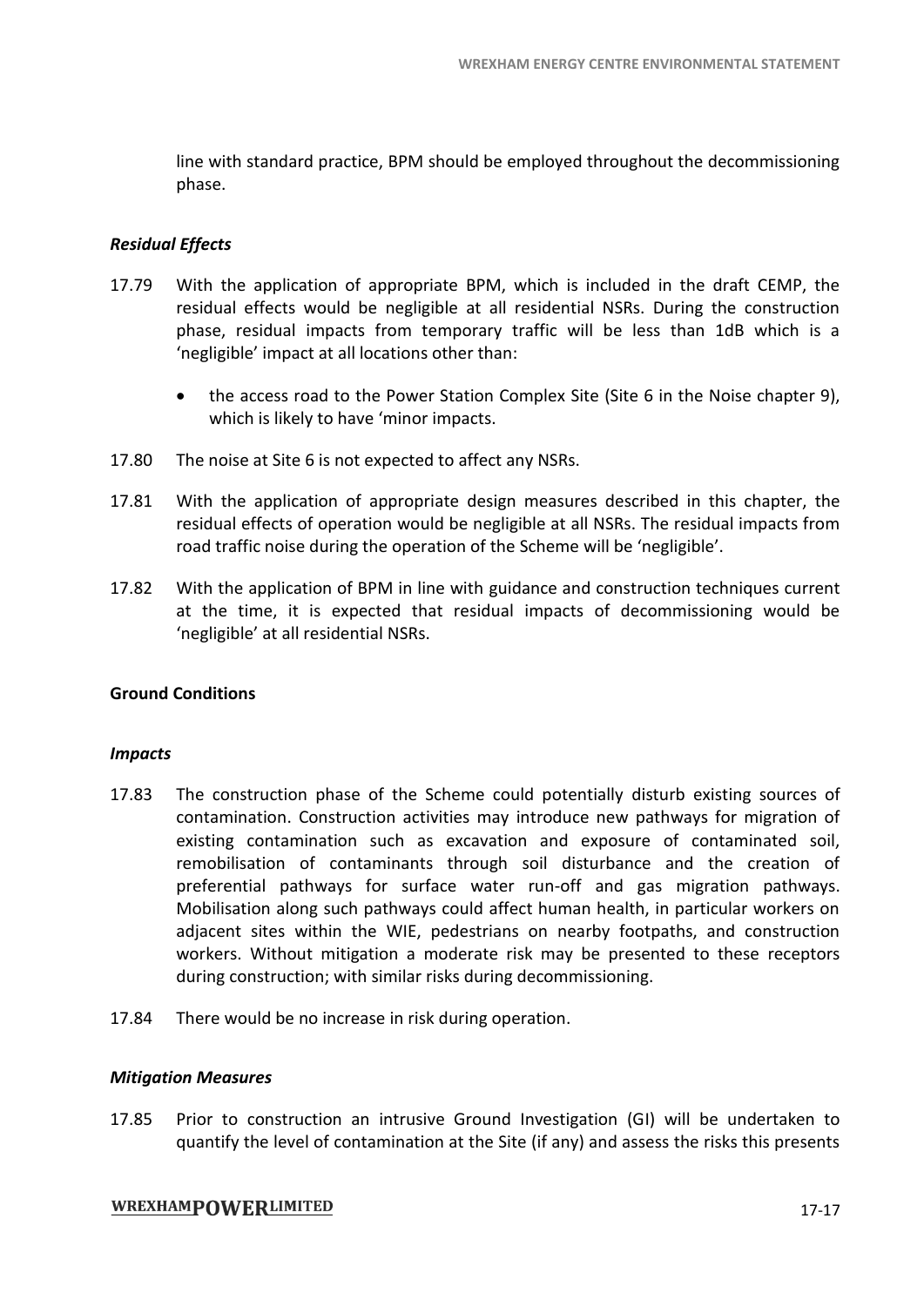line with standard practice, BPM should be employed throughout the decommissioning phase.

### *Residual Effects*

17.79 With the application of appropriate BPM, which is included in the draft CEMP, the residual effects would be negligible at all residential NSRs. During the construction phase, residual impacts from temporary traffic will be less than 1dB which is a 'negligible' impact at all locations other than:

- the access road to the Power Station Complex Site (Site 6 in the Noise chapter 9), which is likely to have 'minor impacts.

17.80 The noise at Site 6 is not expected to affect any NSRs.

17.81 With the application of appropriate design measures described in this chapter, the residual effects of operation would be negligible at all NSRs. The residual impacts from road traffic noise during the operation of the Scheme will be 'negligible'.

17.82 With the application of BPM in line with guidance and construction techniques current at the time, it is expected that residual impacts of decommissioning would be 'negligible' at all residential NSRs.

## **Ground Conditions**

### *Impacts*

17.83 The construction phase of the Scheme could potentially disturb existing sources of contamination. Construction activities may introduce new pathways for migration of existing contamination such as excavation and exposure of contaminated soil, remobilisation of contaminants through soil disturbance and the creation of preferential pathways for surface water run-off and gas migration pathways. Mobilisation along such pathways could affect human health, in particular workers on adjacent sites within the WIE, pedestrians on nearby footpaths, and construction workers. Without mitigation a moderate risk may be presented to these receptors during construction; with similar risks during decommissioning.

17.84 There would be no increase in risk during operation.

### *Mitigation Measures*

17.85 Prior to construction an intrusive Ground Investigation (GI) will be undertaken to quantify the level of contamination at the Site (if any) and assess the risks this presents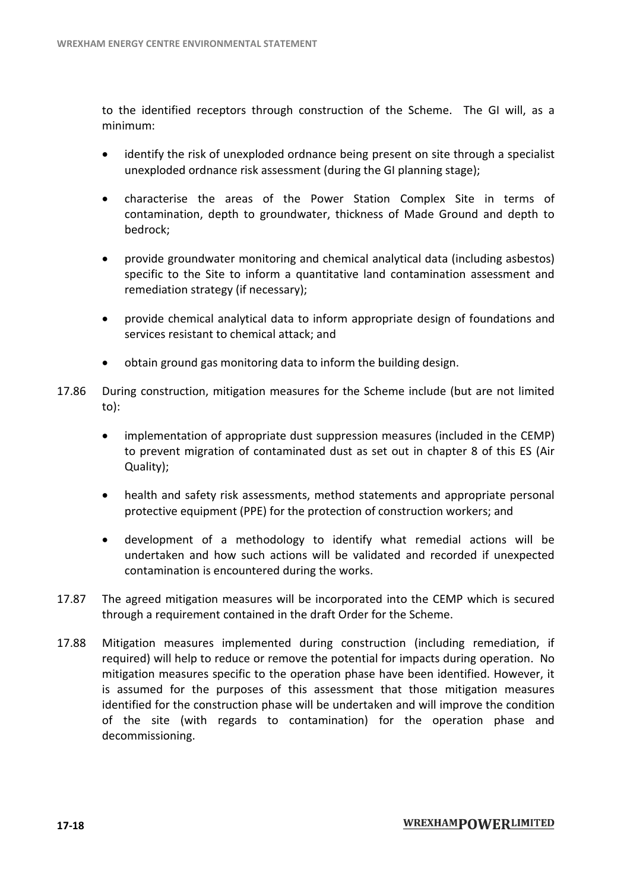to the identified receptors through construction of the Scheme. The GI will, as a minimum:

- identify the risk of unexploded ordnance being present on site through a specialist unexploded ordnance risk assessment (during the GI planning stage);
- characterise the areas of the Power Station Complex Site in terms of contamination, depth to groundwater, thickness of Made Ground and depth to bedrock;
- provide groundwater monitoring and chemical analytical data (including asbestos) specific to the Site to inform a quantitative land contamination assessment and remediation strategy (if necessary);
- provide chemical analytical data to inform appropriate design of foundations and services resistant to chemical attack; and
- obtain ground gas monitoring data to inform the building design.

17.86 During construction, mitigation measures for the Scheme include (but are not limited to):

- implementation of appropriate dust suppression measures (included in the CEMP) to prevent migration of contaminated dust as set out in chapter 8 of this ES (Air Quality);
- health and safety risk assessments, method statements and appropriate personal protective equipment (PPE) for the protection of construction workers; and
- development of a methodology to identify what remedial actions will be undertaken and how such actions will be validated and recorded if unexpected contamination is encountered during the works.

17.87 The agreed mitigation measures will be incorporated into the CEMP which is secured through a requirement contained in the draft Order for the Scheme.

17.88 Mitigation measures implemented during construction (including remediation, if required) will help to reduce or remove the potential for impacts during operation. No mitigation measures specific to the operation phase have been identified. However, it is assumed for the purposes of this assessment that those mitigation measures identified for the construction phase will be undertaken and will improve the condition of the site (with regards to contamination) for the operation phase and decommissioning.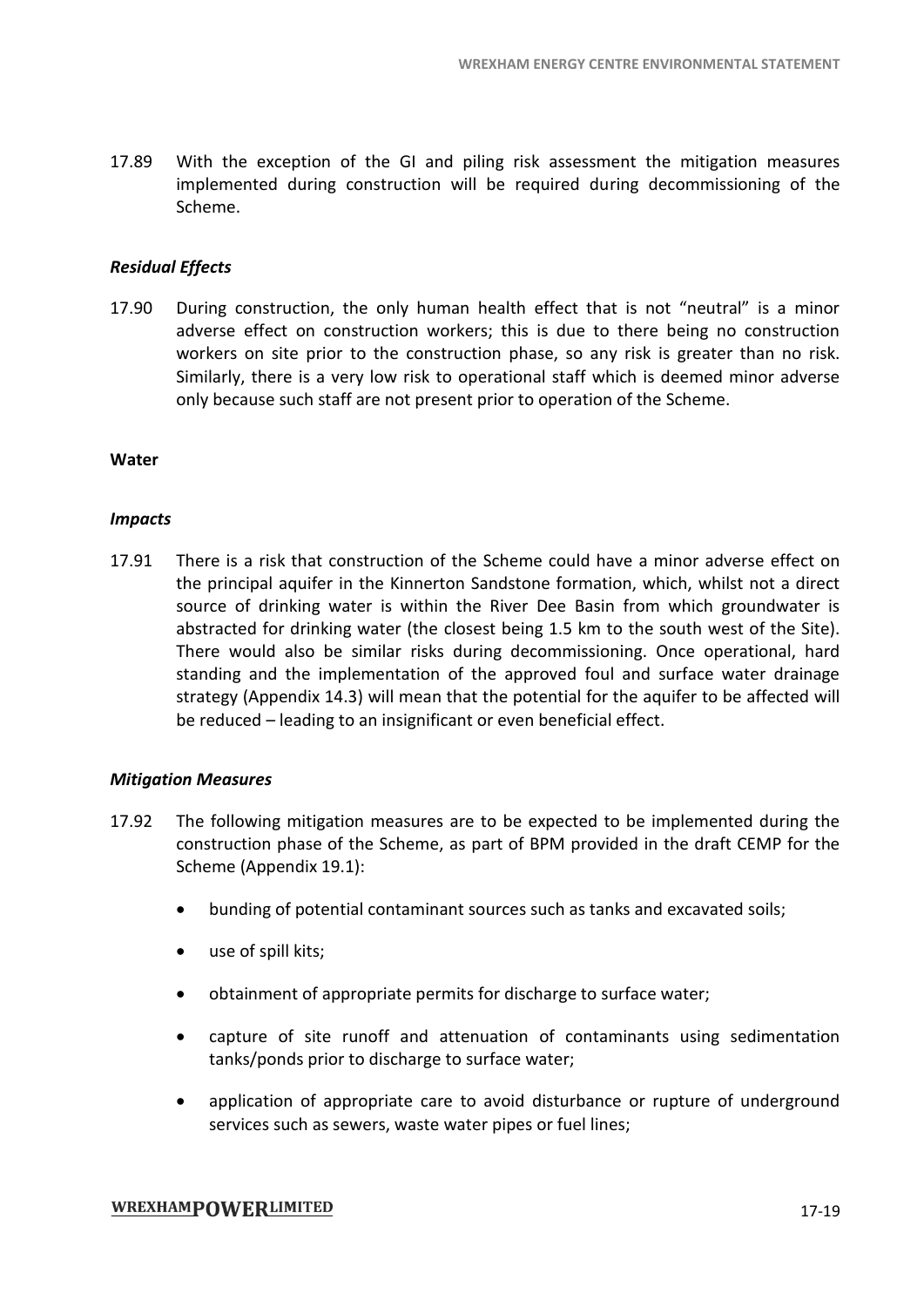17.89 With the exception of the GI and piling risk assessment the mitigation measures implemented during construction will be required during decommissioning of the Scheme.

### *Residual Effects*

17.90 During construction, the only human health effect that is not "neutral" is a minor adverse effect on construction workers; this is due to there being no construction workers on site prior to the construction phase, so any risk is greater than no risk. Similarly, there is a very low risk to operational staff which is deemed minor adverse only because such staff are not present prior to operation of the Scheme.

## **Water**

### *Impacts*

17.91 There is a risk that construction of the Scheme could have a minor adverse effect on the principal aquifer in the Kinnerton Sandstone formation, which, whilst not a direct source of drinking water is within the River Dee Basin from which groundwater is abstracted for drinking water (the closest being 1.5 km to the south west of the Site). There would also be similar risks during decommissioning. Once operational, hard standing and the implementation of the approved foul and surface water drainage strategy (Appendix 14.3) will mean that the potential for the aquifer to be affected will be reduced – leading to an insignificant or even beneficial effect.

### *Mitigation Measures*

17.92 The following mitigation measures are to be expected to be implemented during the construction phase of the Scheme, as part of BPM provided in the draft CEMP for the Scheme (Appendix 19.1):

- bunding of potential contaminant sources such as tanks and excavated soils;
- use of spill kits;
- obtainment of appropriate permits for discharge to surface water;
- capture of site runoff and attenuation of contaminants using sedimentation tanks/ponds prior to discharge to surface water;
- application of appropriate care to avoid disturbance or rupture of underground services such as sewers, waste water pipes or fuel lines;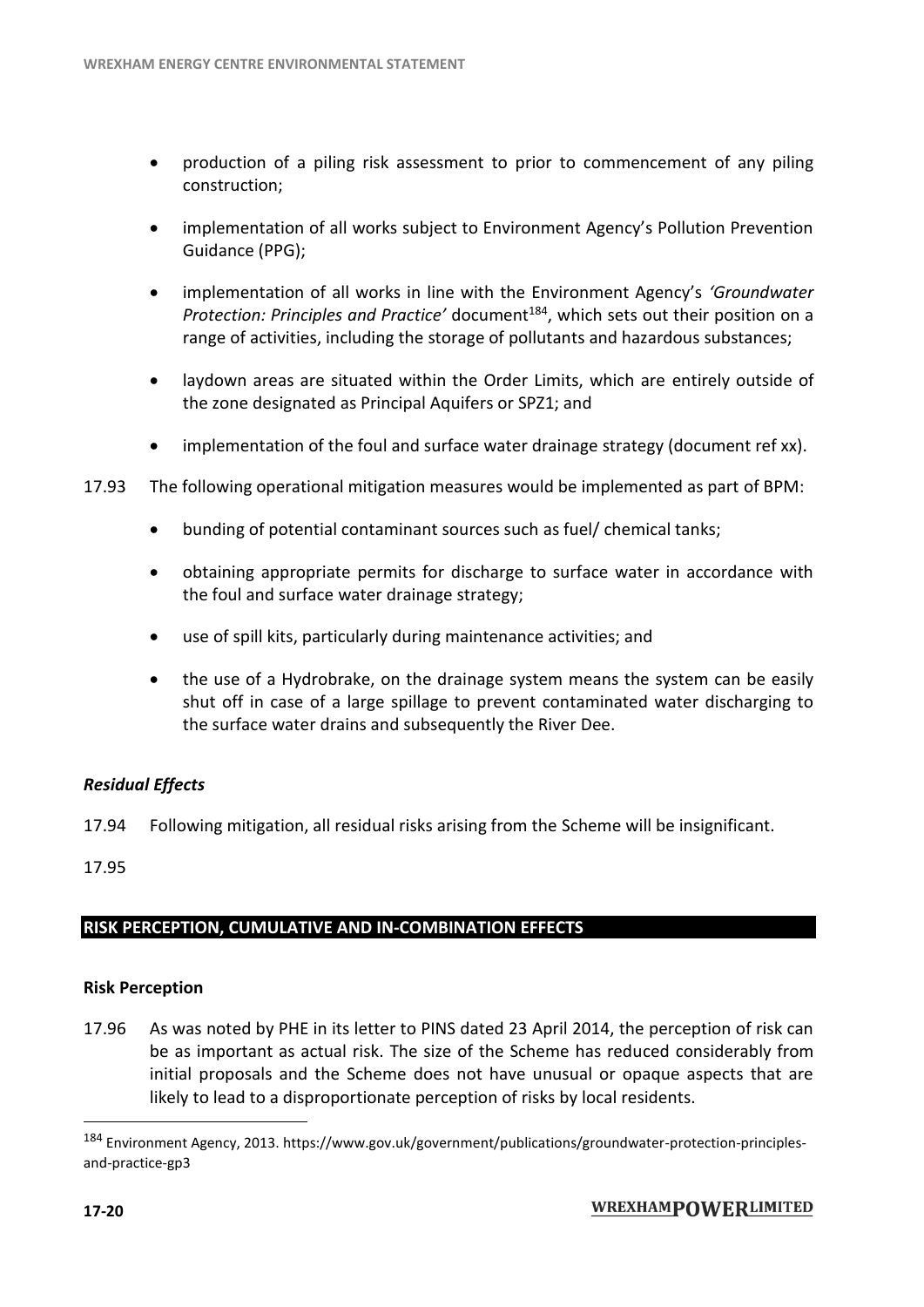- production of a piling risk assessment to prior to commencement of any piling construction;
- implementation of all works subject to Environment Agency's Pollution Prevention Guidance (PPG);
- implementation of all works in line with the Environment Agency's *'Groundwater Protection: Principles and Practice'* document[184], which sets out their position on a range of activities, including the storage of pollutants and hazardous substances;
- laydown areas are situated within the Order Limits, which are entirely outside of the zone designated as Principal Aquifers or SPZ1; and
- implementation of the foul and surface water drainage strategy (document ref xx).

17.93 The following operational mitigation measures would be implemented as part of BPM:

- bunding of potential contaminant sources such as fuel/ chemical tanks;
- obtaining appropriate permits for discharge to surface water in accordance with the foul and surface water drainage strategy;
- use of spill kits, particularly during maintenance activities; and
- the use of a Hydrobrake, on the drainage system means the system can be easily shut off in case of a large spillage to prevent contaminated water discharging to the surface water drains and subsequently the River Dee.

### *Residual Effects*

17.94 Following mitigation, all residual risks arising from the Scheme will be insignificant.

17.95

## RISK PERCEPTION, CUMULATIVE AND IN-COMBINATION EFFECTS

### Risk Perception

17.96 As was noted by PHE in its letter to PINS dated 23 April 2014, the perception of risk can be as important as actual risk. The size of the Scheme has reduced considerably from initial proposals and the Scheme does not have unusual or opaque aspects that are likely to lead to a disproportionate perception of risks by local residents.

[184] Environment Agency, 2013. https://www.gov.uk/government/publications/groundwater-protection-principles-and-practice-gp3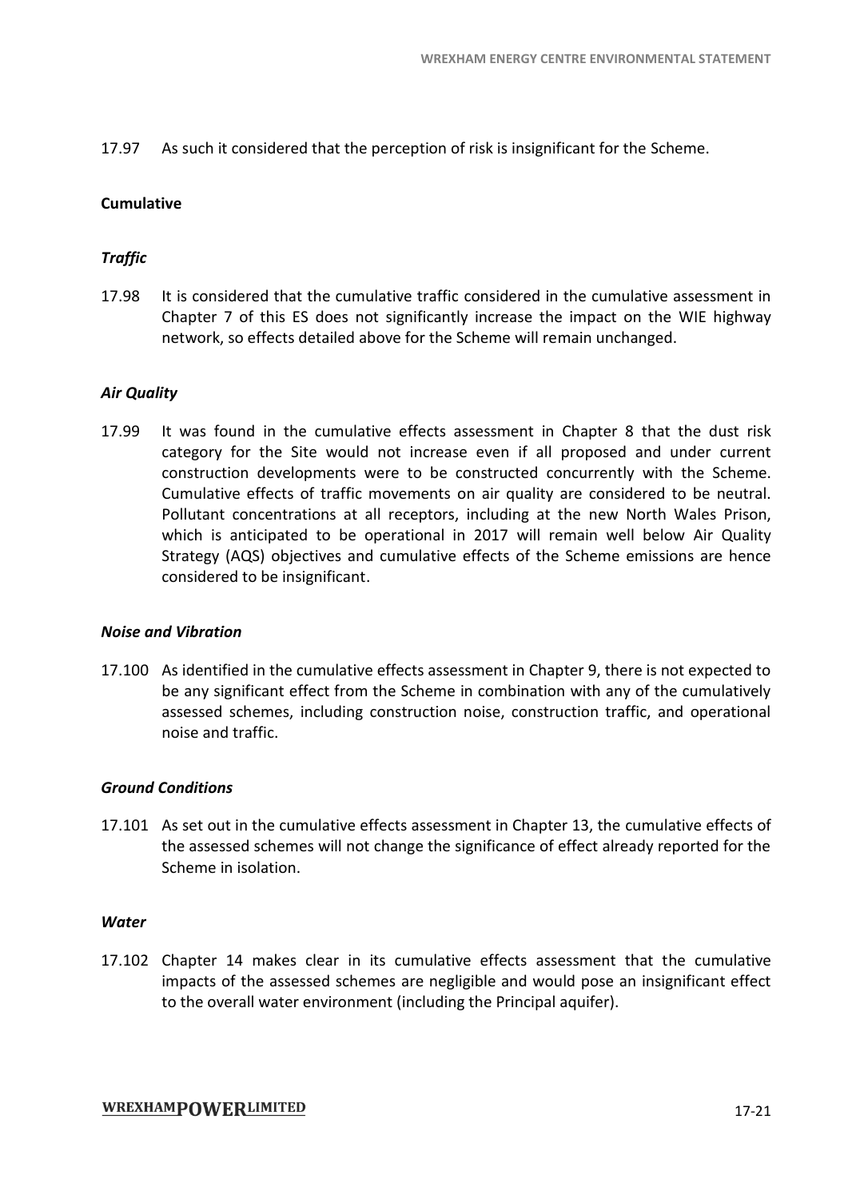17.97 As such it considered that the perception of risk is insignificant for the Scheme.

**Cumulative**

***Traffic***

17.98 It is considered that the cumulative traffic considered in the cumulative assessment in Chapter 7 of this ES does not significantly increase the impact on the WIE highway network, so effects detailed above for the Scheme will remain unchanged.

***Air Quality***

17.99 It was found in the cumulative effects assessment in Chapter 8 that the dust risk category for the Site would not increase even if all proposed and under current construction developments were to be constructed concurrently with the Scheme. Cumulative effects of traffic movements on air quality are considered to be neutral. Pollutant concentrations at all receptors, including at the new North Wales Prison, which is anticipated to be operational in 2017 will remain well below Air Quality Strategy (AQS) objectives and cumulative effects of the Scheme emissions are hence considered to be insignificant.

***Noise and Vibration***

17.100 As identified in the cumulative effects assessment in Chapter 9, there is not expected to be any significant effect from the Scheme in combination with any of the cumulatively assessed schemes, including construction noise, construction traffic, and operational noise and traffic.

***Ground Conditions***

17.101 As set out in the cumulative effects assessment in Chapter 13, the cumulative effects of the assessed schemes will not change the significance of effect already reported for the Scheme in isolation.

***Water***

17.102 Chapter 14 makes clear in its cumulative effects assessment that the cumulative impacts of the assessed schemes are negligible and would pose an insignificant effect to the overall water environment (including the Principal aquifer).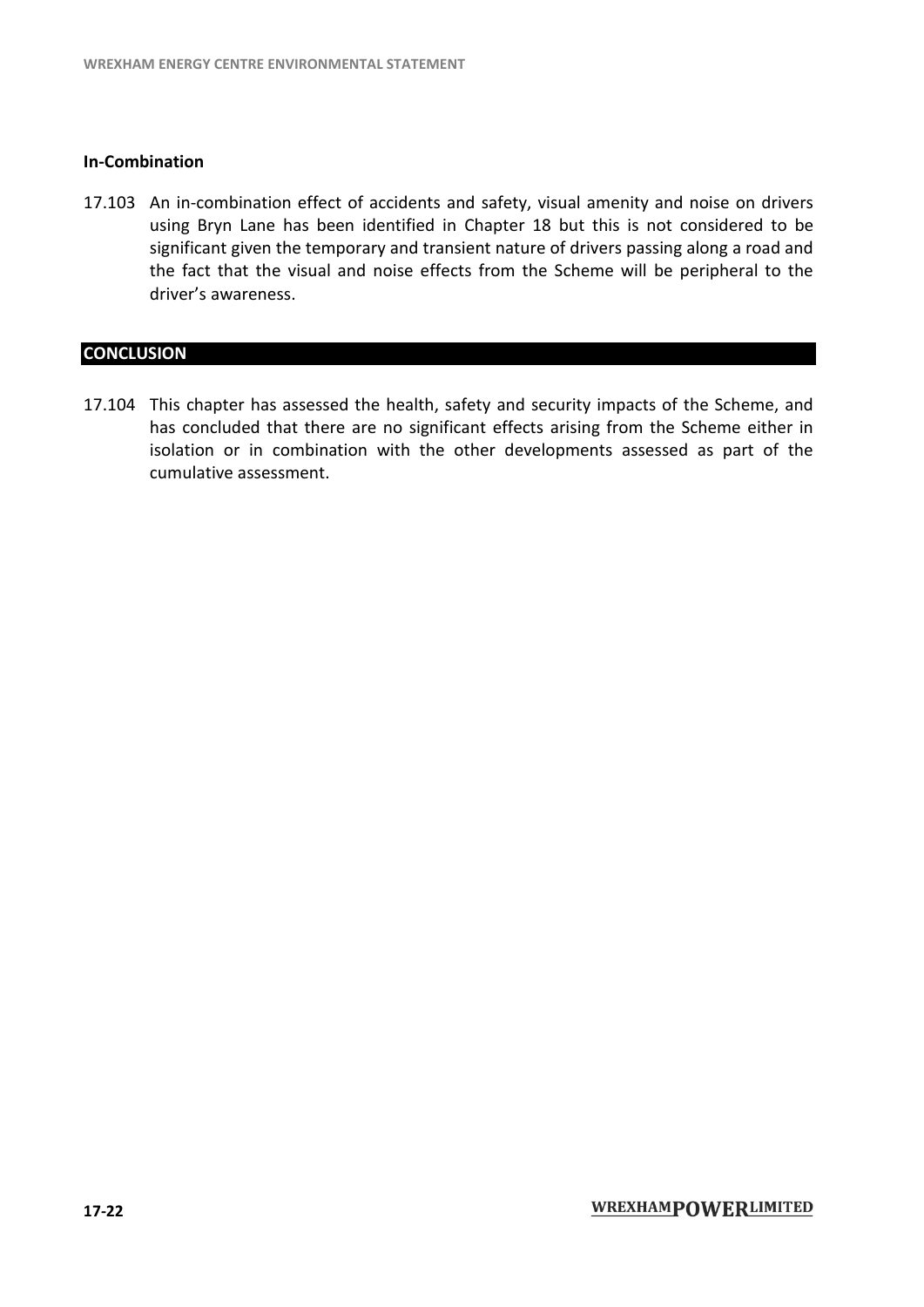### In-Combination

17.103 An in-combination effect of accidents and safety, visual amenity and noise on drivers using Bryn Lane has been identified in Chapter 18 but this is not considered to be significant given the temporary and transient nature of drivers passing along a road and the fact that the visual and noise effects from the Scheme will be peripheral to the driver's awareness.

## CONCLUSION

17.104 This chapter has assessed the health, safety and security impacts of the Scheme, and has concluded that there are no significant effects arising from the Scheme either in isolation or in combination with the other developments assessed as part of the cumulative assessment.